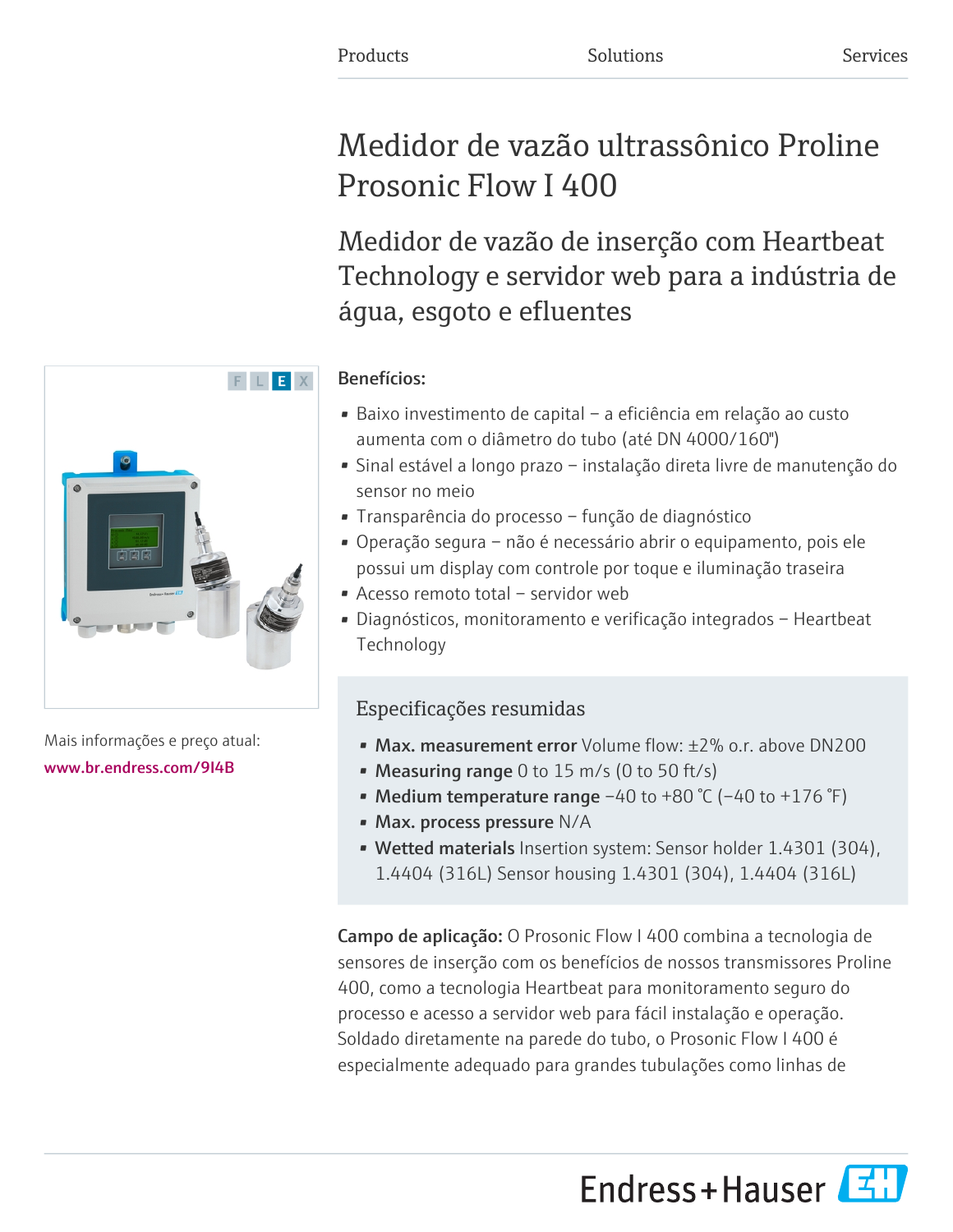Products Solutions Services

# Medidor de vazão ultrassônico Proline Prosonic Flow I 400

## Medidor de vazão de inserção com Heartbeat Technology e servidor web para a indústria de água, esgoto e efluentes

F L E X

Mais informações e preço atual:
www.br.endress.com/9I4B

**Benefícios:**

- Baixo investimento de capital – a eficiência em relação ao custo aumenta com o diâmetro do tubo (até DN 4000/160")
- Sinal estável a longo prazo – instalação direta livre de manutenção do sensor no meio
- Transparência do processo – função de diagnóstico
- Operação segura – não é necessário abrir o equipamento, pois ele possui um display com controle por toque e iluminação traseira
- Acesso remoto total – servidor web
- Diagnósticos, monitoramento e verificação integrados – Heartbeat Technology

### Especificações resumidas

- **Max. measurement error** Volume flow: ±2% o.r. above DN200
- **Measuring range** 0 to 15 m/s (0 to 50 ft/s)
- **Medium temperature range** −40 to +80 °C (−40 to +176 °F)
- **Max. process pressure** N/A
- **Wetted materials** Insertion system: Sensor holder 1.4301 (304), 1.4404 (316L) Sensor housing 1.4301 (304), 1.4404 (316L)

**Campo de aplicação:** O Prosonic Flow I 400 combina a tecnologia de sensores de inserção com os benefícios de nossos transmissores Proline 400, como a tecnologia Heartbeat para monitoramento seguro do processo e acesso a servidor web para fácil instalação e operação. Soldado diretamente na parede do tubo, o Prosonic Flow I 400 é especialmente adequado para grandes tubulações como linhas de

Endress+Hauser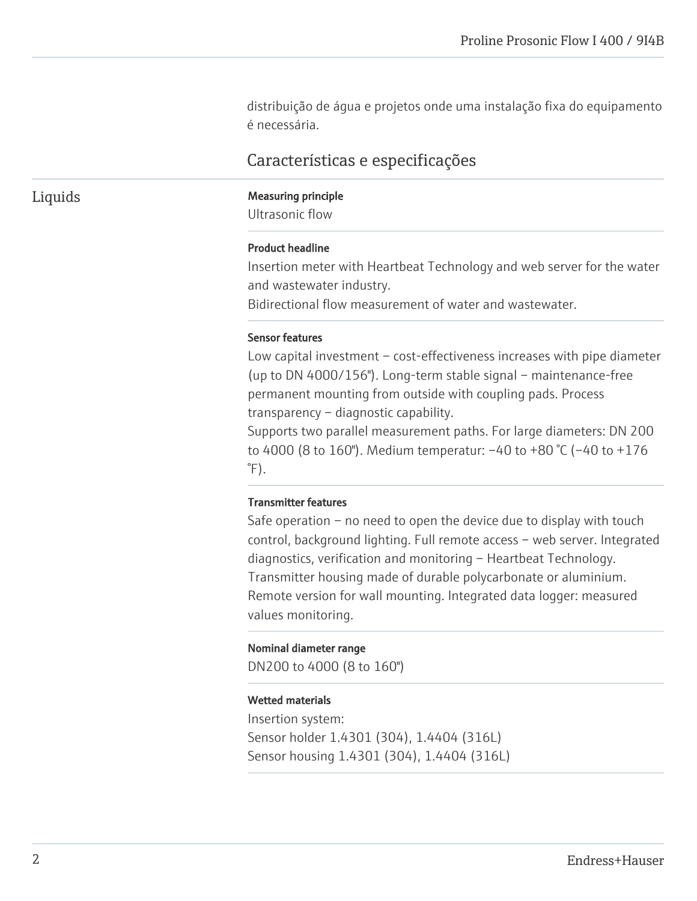distribuição de água e projetos onde uma instalação fixa do equipamento é necessária.

## Características e especificações

### Liquids

**Measuring principle**
Ultrasonic flow

**Product headline**
Insertion meter with Heartbeat Technology and web server for the water and wastewater industry.
Bidirectional flow measurement of water and wastewater.

**Sensor features**
Low capital investment – cost-effectiveness increases with pipe diameter (up to DN 4000/156"). Long-term stable signal – maintenance-free permanent mounting from outside with coupling pads. Process transparency – diagnostic capability.
Supports two parallel measurement paths. For large diameters: DN 200 to 4000 (8 to 160"). Medium temperatur: –40 to +80 °C (–40 to +176 °F).

**Transmitter features**
Safe operation – no need to open the device due to display with touch control, background lighting. Full remote access – web server. Integrated diagnostics, verification and monitoring – Heartbeat Technology. Transmitter housing made of durable polycarbonate or aluminium. Remote version for wall mounting. Integrated data logger: measured values monitoring.

**Nominal diameter range**
DN200 to 4000 (8 to 160")

**Wetted materials**
Insertion system:
Sensor holder 1.4301 (304), 1.4404 (316L)
Sensor housing 1.4301 (304), 1.4404 (316L)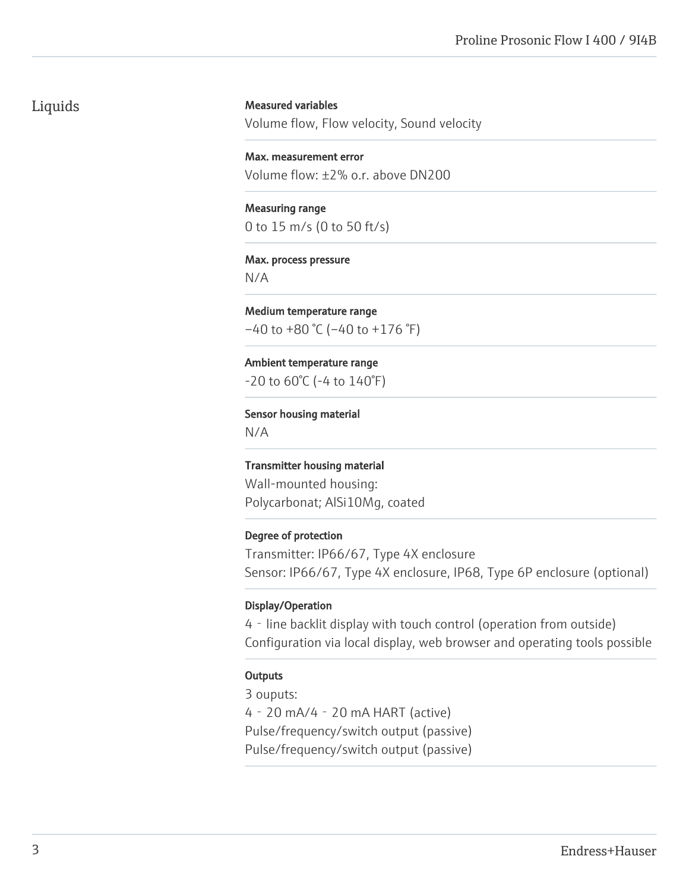## Liquids

**Measured variables**
Volume flow, Flow velocity, Sound velocity

**Max. measurement error**
Volume flow: ±2% o.r. above DN200

**Measuring range**
0 to 15 m/s (0 to 50 ft/s)

**Max. process pressure**
N/A

**Medium temperature range**
−40 to +80 °C (−40 to +176 °F)

**Ambient temperature range**
-20 to 60°C (-4 to 140°F)

**Sensor housing material**
N/A

**Transmitter housing material**
Wall-mounted housing:
Polycarbonat; AlSi10Mg, coated

**Degree of protection**
Transmitter: IP66/67, Type 4X enclosure
Sensor: IP66/67, Type 4X enclosure, IP68, Type 6P enclosure (optional)

**Display/Operation**
4‐line backlit display with touch control (operation from outside)
Configuration via local display, web browser and operating tools possible

**Outputs**
3 ouputs:
4‐20 mA/4‐20 mA HART (active)
Pulse/frequency/switch output (passive)
Pulse/frequency/switch output (passive)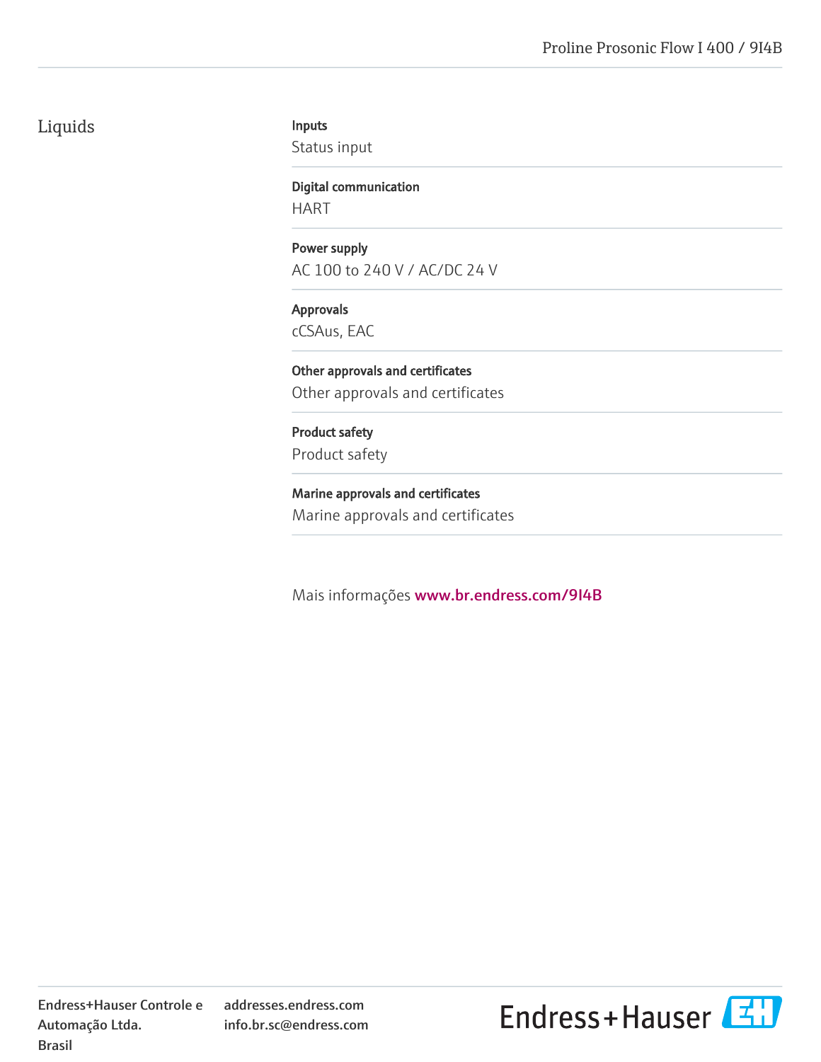Liquids

**Inputs**
Status input

**Digital communication**
HART

**Power supply**
AC 100 to 240 V / AC/DC 24 V

**Approvals**
cCSAus, EAC

**Other approvals and certificates**
Other approvals and certificates

**Product safety**
Product safety

**Marine approvals and certificates**
Marine approvals and certificates

Mais informações **www.br.endress.com/9I4B**

Endress+Hauser Controle e Automação Ltda.
Brasil

addresses.endress.com
info.br.sc@endress.com

Endress+Hauser